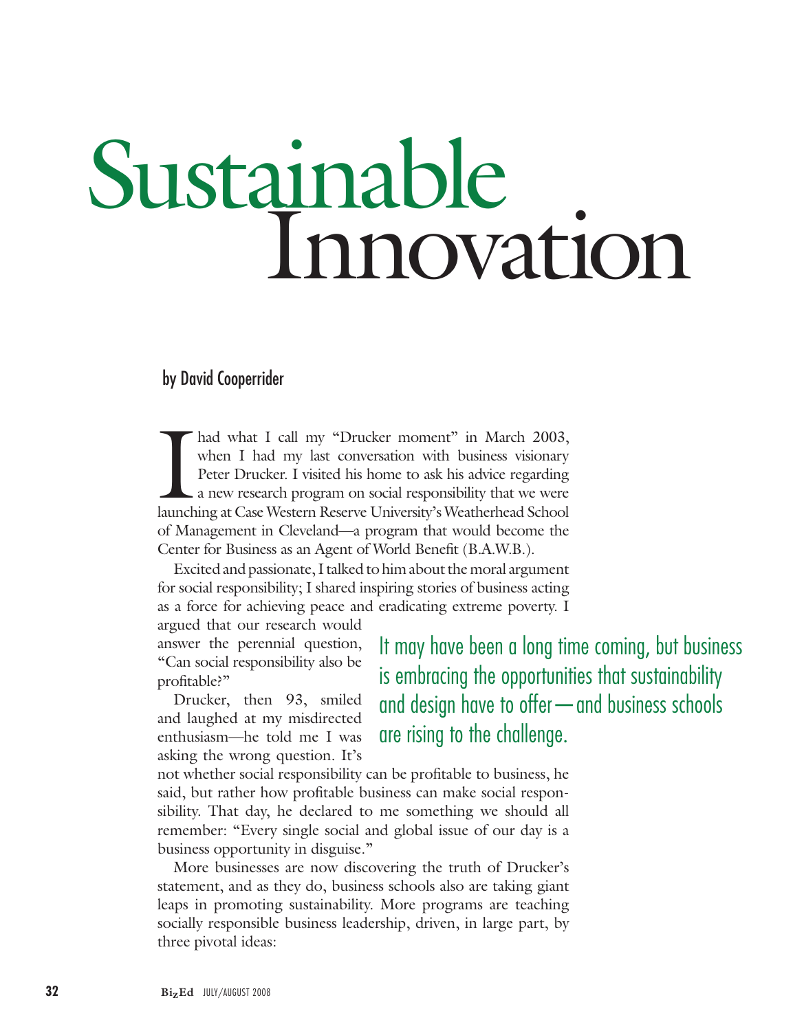# Sustainable Innovation

by David Cooperrider

*It may have been a long time coming, but business is embracing the opportunities that sustainability and design have to offer—and business schools are rising to the challenge.*

I had what I call my "Drucker moment" in March 2003, when I had my last conversation with business visionary Peter Drucker. I visited his home to ask his advice regarding a new research program on social responsibility that we were launching at Case Western Reserve University's Weatherhead School of Management in Cleveland—a program that would become the Center for Business as an Agent of World Benefit (B.A.W.B.).

Excited and passionate, I talked to him about the moral argument for social responsibility; I shared inspiring stories of business acting as a force for achieving peace and eradicating extreme poverty. I argued that our research would answer the perennial question, "Can social responsibility also be profitable?"

Drucker, then 93, smiled and laughed at my misdirected enthusiasm—he told me I was asking the wrong question. It's not whether social responsibility can be profitable to business, he said, but rather how profitable business can make social responsibility. That day, he declared to me something we should all remember: "Every single social and global issue of our day is a business opportunity in disguise."

More businesses are now discovering the truth of Drucker's statement, and as they do, business schools also are taking giant leaps in promoting sustainability. More programs are teaching socially responsible business leadership, driven, in large part, by three pivotal ideas: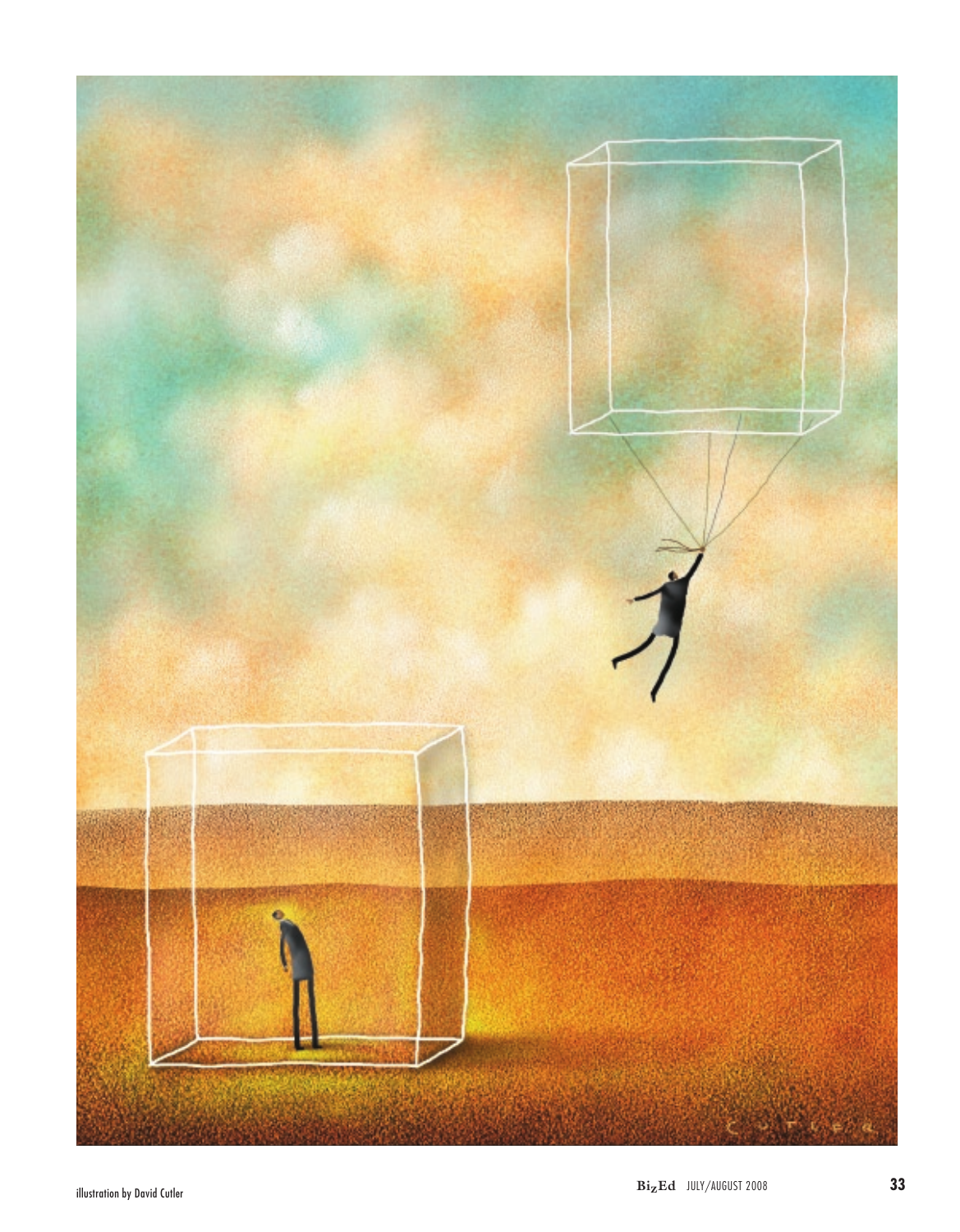illustration by David Cutler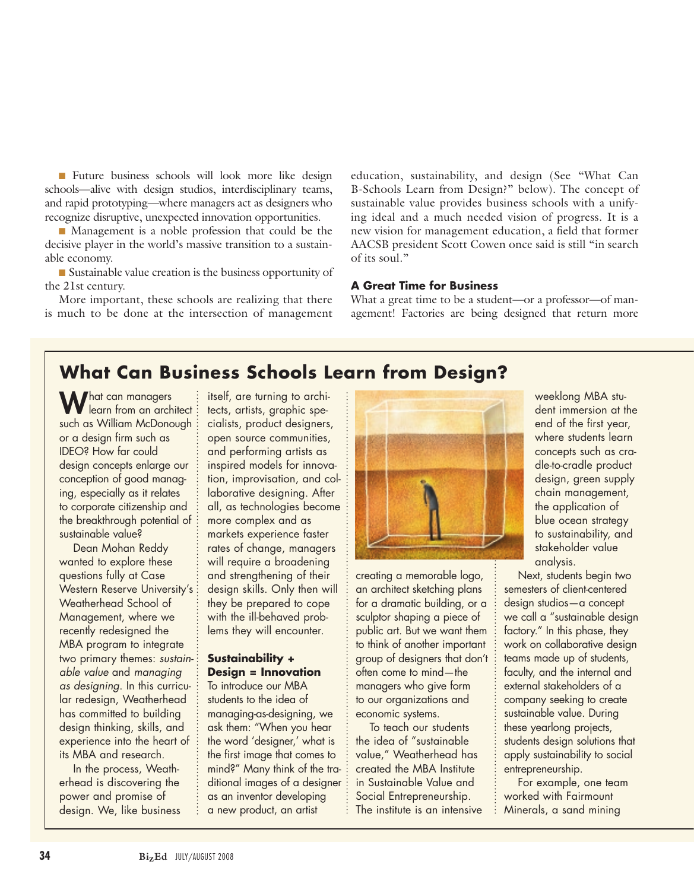■ Future business schools will look more like design schools—alive with design studios, interdisciplinary teams, and rapid prototyping—where managers act as designers who recognize disruptive, unexpected innovation opportunities.

■ Management is a noble profession that could be the decisive player in the world's massive transition to a sustainable economy.

■ Sustainable value creation is the business opportunity of the 21st century.

More important, these schools are realizing that there is much to be done at the intersection of management education, sustainability, and design (See "What Can B-Schools Learn from Design?" below). The concept of sustainable value provides business schools with a unifying ideal and a much needed vision of progress. It is a new vision for management education, a field that former AACSB president Scott Cowen once said is still "in search of its soul."

### A Great Time for Business

What a great time to be a student—or a professor—of management! Factories are being designed that return more

## What Can Business Schools Learn from Design?

What can managers learn from an architect such as William McDonough or a design firm such as IDEO? How far could design concepts enlarge our conception of good managing, especially as it relates to corporate citizenship and the breakthrough potential of sustainable value?

Dean Mohan Reddy wanted to explore these questions fully at Case Western Reserve University's Weatherhead School of Management, where we recently redesigned the MBA program to integrate two primary themes: *sustainable value* and *managing as designing.* In this curricular redesign, Weatherhead has committed to building design thinking, skills, and experience into the heart of its MBA and research.

In the process, Weatherhead is discovering the power and promise of design. We, like business itself, are turning to architects, artists, graphic specialists, product designers, open source communities, and performing artists as inspired models for innovation, improvisation, and collaborative designing. After all, as technologies become more complex and as markets experience faster rates of change, managers will require a broadening and strengthening of their design skills. Only then will they be prepared to cope with the ill-behaved problems they will encounter.

### Sustainability + Design = Innovation

To introduce our MBA students to the idea of managing-as-designing, we ask them: "When you hear the word 'designer,' what is the first image that comes to mind?" Many think of the traditional images of a designer as an inventor developing a new product, an artist creating a memorable logo, an architect sketching plans for a dramatic building, or a sculptor shaping a piece of public art. But we want them to think of another important group of designers that don't often come to mind—the managers who give form to our organizations and economic systems.

To teach our students the idea of "sustainable value," Weatherhead has created the MBA Institute in Sustainable Value and Social Entrepreneurship. The institute is an intensive weeklong MBA student immersion at the end of the first year, where students learn concepts such as cradle-to-cradle product design, green supply chain management, the application of blue ocean strategy to sustainability, and stakeholder value analysis.

Next, students begin two semesters of client-centered design studios—a concept we call a "sustainable design factory." In this phase, they work on collaborative design teams made up of students, faculty, and the internal and external stakeholders of a company seeking to create sustainable value. During these yearlong projects, students design solutions that apply sustainability to social entrepreneurship.

For example, one team worked with Fairmount Minerals, a sand mining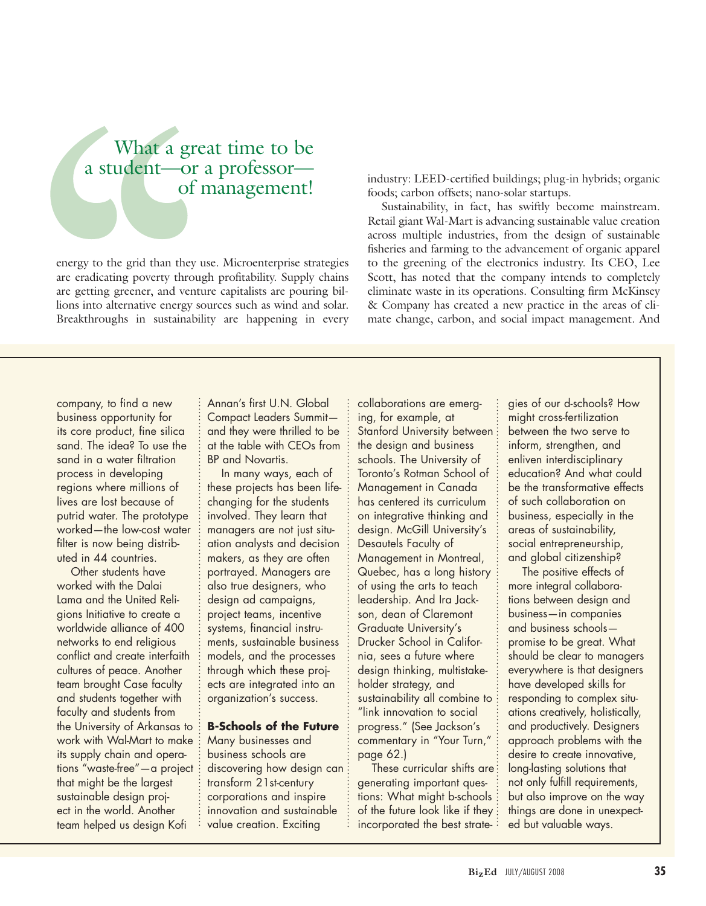> What a great time to be a student—or a professor—of management!

energy to the grid than they use. Microenterprise strategies are eradicating poverty through profitability. Supply chains are getting greener, and venture capitalists are pouring billions into alternative energy sources such as wind and solar. Breakthroughs in sustainability are happening in every industry: LEED-certified buildings; plug-in hybrids; organic foods; carbon offsets; nano-solar startups.

Sustainability, in fact, has swiftly become mainstream. Retail giant Wal-Mart is advancing sustainable value creation across multiple industries, from the design of sustainable fisheries and farming to the advancement of organic apparel to the greening of the electronics industry. Its CEO, Lee Scott, has noted that the company intends to completely eliminate waste in its operations. Consulting firm McKinsey & Company has created a new practice in the areas of climate change, carbon, and social impact management. And

company, to find a new business opportunity for its core product, fine silica sand. The idea? To use the sand in a water filtration process in developing regions where millions of lives are lost because of putrid water. The prototype worked—the low-cost water filter is now being distributed in 44 countries.

Other students have worked with the Dalai Lama and the United Religions Initiative to create a worldwide alliance of 400 networks to end religious conflict and create interfaith cultures of peace. Another team brought Case faculty and students together with faculty and students from the University of Arkansas to work with Wal-Mart to make its supply chain and operations "waste-free"—a project that might be the largest sustainable design project in the world. Another team helped us design Kofi Annan's first U.N. Global Compact Leaders Summit—and they were thrilled to be at the table with CEOs from BP and Novartis.

In many ways, each of these projects has been life-changing for the students involved. They learn that managers are not just situation analysts and decision makers, as they are often portrayed. Managers are also true designers, who design ad campaigns, project teams, incentive systems, financial instruments, sustainable business models, and the processes through which these projects are integrated into an organization's success.

**B-Schools of the Future**

Many businesses and business schools are discovering how design can transform 21st-century corporations and inspire innovation and sustainable value creation. Exciting collaborations are emerging, for example, at Stanford University between the design and business schools. The University of Toronto's Rotman School of Management in Canada has centered its curriculum on integrative thinking and design. McGill University's Desautels Faculty of Management in Montreal, Quebec, has a long history of using the arts to teach leadership. And Ira Jackson, dean of Claremont Graduate University's Drucker School in California, sees a future where design thinking, multistakeholder strategy, and sustainability all combine to "link innovation to social progress." (See Jackson's commentary in "Your Turn," page 62.)

These curricular shifts are generating important questions: What might b-schools of the future look like if they incorporated the best strategies of our d-schools? How might cross-fertilization between the two serve to inform, strengthen, and enliven interdisciplinary education? And what could be the transformative effects of such collaboration on business, especially in the areas of sustainability, social entrepreneurship, and global citizenship?

The positive effects of more integral collaborations between design and business—in companies and business schools—promise to be great. What should be clear to managers everywhere is that designers have developed skills for responding to complex situations creatively, holistically, and productively. Designers approach problems with the desire to create innovative, long-lasting solutions that not only fulfill requirements, but also improve on the way things are done in unexpected but valuable ways.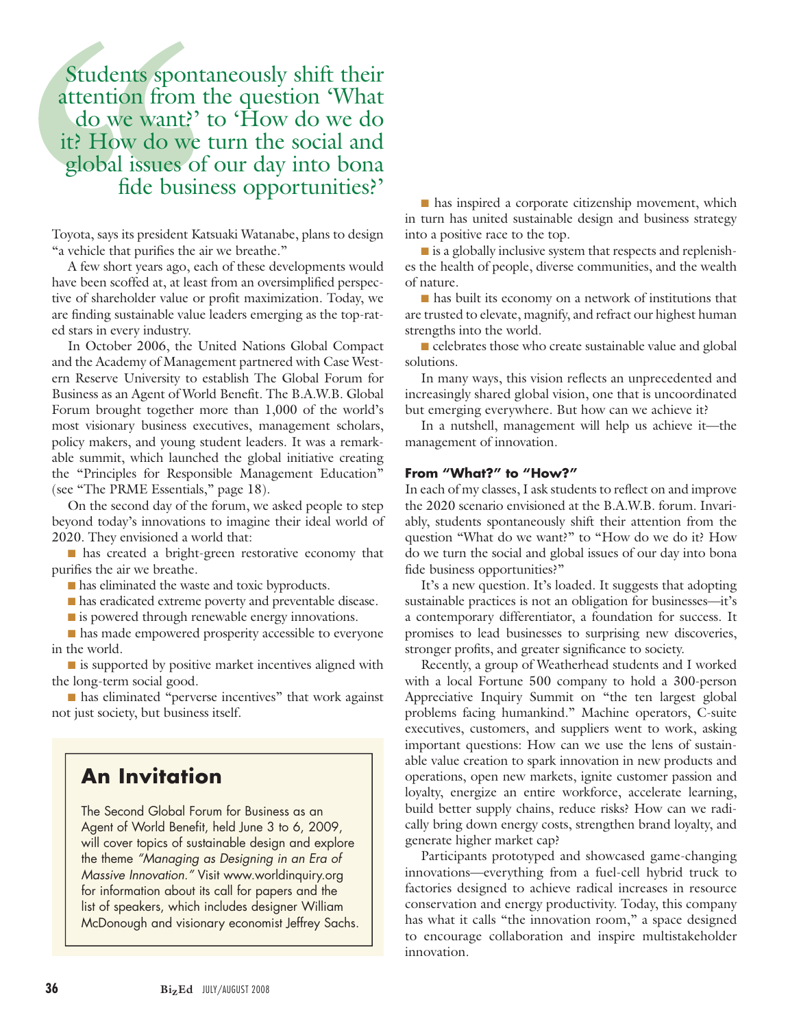> Students spontaneously shift their attention from the question 'What do we want?' to 'How do we do it? How do we turn the social and global issues of our day into bona fide business opportunities?'

Toyota, says its president Katsuaki Watanabe, plans to design "a vehicle that purifies the air we breathe."

A few short years ago, each of these developments would have been scoffed at, at least from an oversimplified perspective of shareholder value or profit maximization. Today, we are finding sustainable value leaders emerging as the top-rated stars in every industry.

In October 2006, the United Nations Global Compact and the Academy of Management partnered with Case Western Reserve University to establish The Global Forum for Business as an Agent of World Benefit. The B.A.W.B. Global Forum brought together more than 1,000 of the world's most visionary business executives, management scholars, policy makers, and young student leaders. It was a remarkable summit, which launched the global initiative creating the "Principles for Responsible Management Education" (see "The PRME Essentials," page 18).

On the second day of the forum, we asked people to step beyond today's innovations to imagine their ideal world of 2020. They envisioned a world that:

- has created a bright-green restorative economy that purifies the air we breathe.
- has eliminated the waste and toxic byproducts.
- has eradicated extreme poverty and preventable disease.
- is powered through renewable energy innovations.
- has made empowered prosperity accessible to everyone in the world.
- is supported by positive market incentives aligned with the long-term social good.
- has eliminated "perverse incentives" that work against not just society, but business itself.
- has inspired a corporate citizenship movement, which in turn has united sustainable design and business strategy into a positive race to the top.
- is a globally inclusive system that respects and replenishes the health of people, diverse communities, and the wealth of nature.
- has built its economy on a network of institutions that are trusted to elevate, magnify, and refract our highest human strengths into the world.
- celebrates those who create sustainable value and global solutions.

In many ways, this vision reflects an unprecedented and increasingly shared global vision, one that is uncoordinated but emerging everywhere. But how can we achieve it?

In a nutshell, management will help us achieve it—the management of innovation.

## An Invitation

The Second Global Forum for Business as an Agent of World Benefit, held June 3 to 6, 2009, will cover topics of sustainable design and explore the theme *"Managing as Designing in an Era of Massive Innovation."* Visit www.worldinquiry.org for information about its call for papers and the list of speakers, which includes designer William McDonough and visionary economist Jeffrey Sachs.

### From "What?" to "How?"

In each of my classes, I ask students to reflect on and improve the 2020 scenario envisioned at the B.A.W.B. forum. Invariably, students spontaneously shift their attention from the question "What do we want?" to "How do we do it? How do we turn the social and global issues of our day into bona fide business opportunities?"

It's a new question. It's loaded. It suggests that adopting sustainable practices is not an obligation for businesses—it's a contemporary differentiator, a foundation for success. It promises to lead businesses to surprising new discoveries, stronger profits, and greater significance to society.

Recently, a group of Weatherhead students and I worked with a local Fortune 500 company to hold a 300-person Appreciative Inquiry Summit on "the ten largest global problems facing humankind." Machine operators, C-suite executives, customers, and suppliers went to work, asking important questions: How can we use the lens of sustainable value creation to spark innovation in new products and operations, open new markets, ignite customer passion and loyalty, energize an entire workforce, accelerate learning, build better supply chains, reduce risks? How can we radically bring down energy costs, strengthen brand loyalty, and generate higher market cap?

Participants prototyped and showcased game-changing innovations—everything from a fuel-cell hybrid truck to factories designed to achieve radical increases in resource conservation and energy productivity. Today, this company has what it calls "the innovation room," a space designed to encourage collaboration and inspire multistakeholder innovation.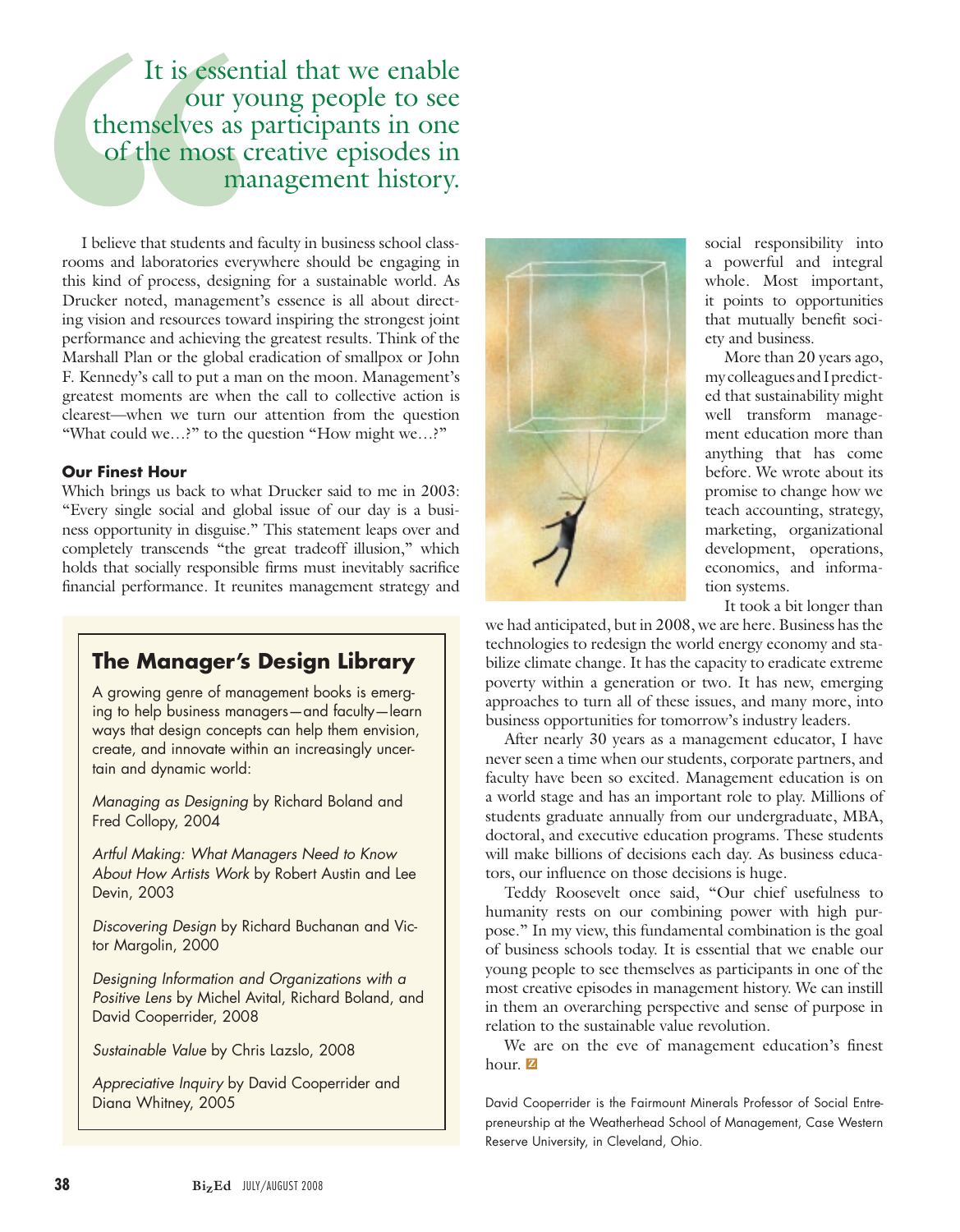> It is essential that we enable our young people to see themselves as participants in one of the most creative episodes in management history.

I believe that students and faculty in business school classrooms and laboratories everywhere should be engaging in this kind of process, designing for a sustainable world. As Drucker noted, management's essence is all about directing vision and resources toward inspiring the strongest joint performance and achieving the greatest results. Think of the Marshall Plan or the global eradication of smallpox or John F. Kennedy's call to put a man on the moon. Management's greatest moments are when the call to collective action is clearest—when we turn our attention from the question "What could we…?" to the question "How might we…?"

### Our Finest Hour

Which brings us back to what Drucker said to me in 2003: "Every single social and global issue of our day is a business opportunity in disguise." This statement leaps over and completely transcends "the great tradeoff illusion," which holds that socially responsible firms must inevitably sacrifice financial performance. It reunites management strategy and social responsibility into a powerful and integral whole. Most important, it points to opportunities that mutually benefit society and business.

More than 20 years ago, my colleagues and I predicted that sustainability might well transform management education more than anything that has come before. We wrote about its promise to change how we teach accounting, strategy, marketing, organizational development, operations, economics, and information systems.

It took a bit longer than we had anticipated, but in 2008, we are here. Business has the technologies to redesign the world energy economy and stabilize climate change. It has the capacity to eradicate extreme poverty within a generation or two. It has new, emerging approaches to turn all of these issues, and many more, into business opportunities for tomorrow's industry leaders.

After nearly 30 years as a management educator, I have never seen a time when our students, corporate partners, and faculty have been so excited. Management education is on a world stage and has an important role to play. Millions of students graduate annually from our undergraduate, MBA, doctoral, and executive education programs. These students will make billions of decisions each day. As business educators, our influence on those decisions is huge.

Teddy Roosevelt once said, "Our chief usefulness to humanity rests on our combining power with high purpose." In my view, this fundamental combination is the goal of business schools today. It is essential that we enable our young people to see themselves as participants in one of the most creative episodes in management history. We can instill in them an overarching perspective and sense of purpose in relation to the sustainable value revolution.

We are on the eve of management education's finest hour.

## The Manager's Design Library

A growing genre of management books is emerging to help business managers—and faculty—learn ways that design concepts can help them envision, create, and innovate within an increasingly uncertain and dynamic world:

*Managing as Designing* by Richard Boland and Fred Collopy, 2004

*Artful Making: What Managers Need to Know About How Artists Work* by Robert Austin and Lee Devin, 2003

*Discovering Design* by Richard Buchanan and Victor Margolin, 2000

*Designing Information and Organizations with a Positive Lens* by Michel Avital, Richard Boland, and David Cooperrider, 2008

*Sustainable Value* by Chris Lazslo, 2008

*Appreciative Inquiry* by David Cooperrider and Diana Whitney, 2005

David Cooperrider is the Fairmount Minerals Professor of Social Entrepreneurship at the Weatherhead School of Management, Case Western Reserve University, in Cleveland, Ohio.